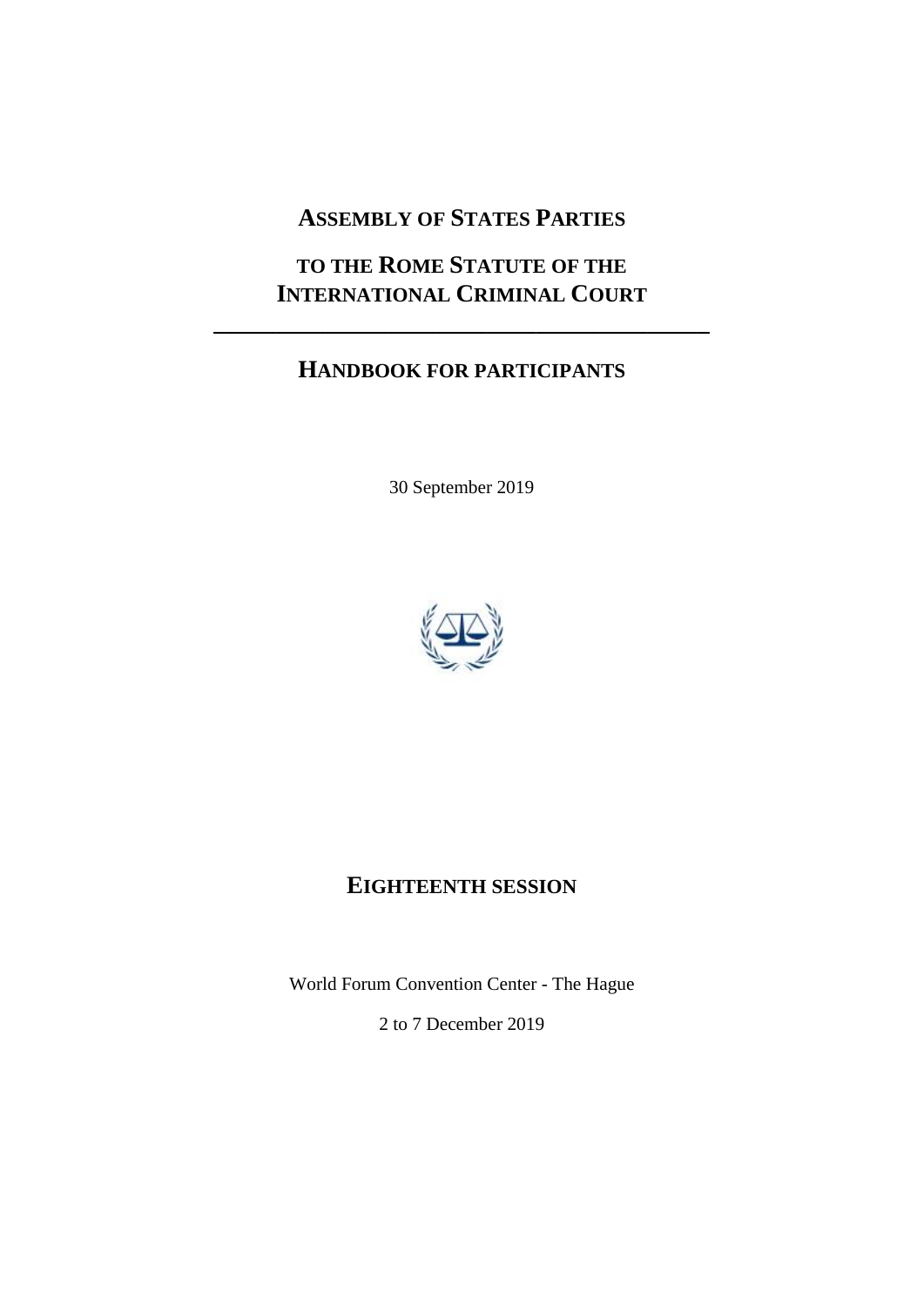# ASSEMBLY OF STATES PARTIES

# TO THE ROME STATUTE OF THE INTERNATIONAL CRIMINAL COURT

---

## HANDBOOK FOR PARTICIPANTS

30 September 2019

## EIGHTEENTH SESSION

World Forum Convention Center - The Hague

2 to 7 December 2019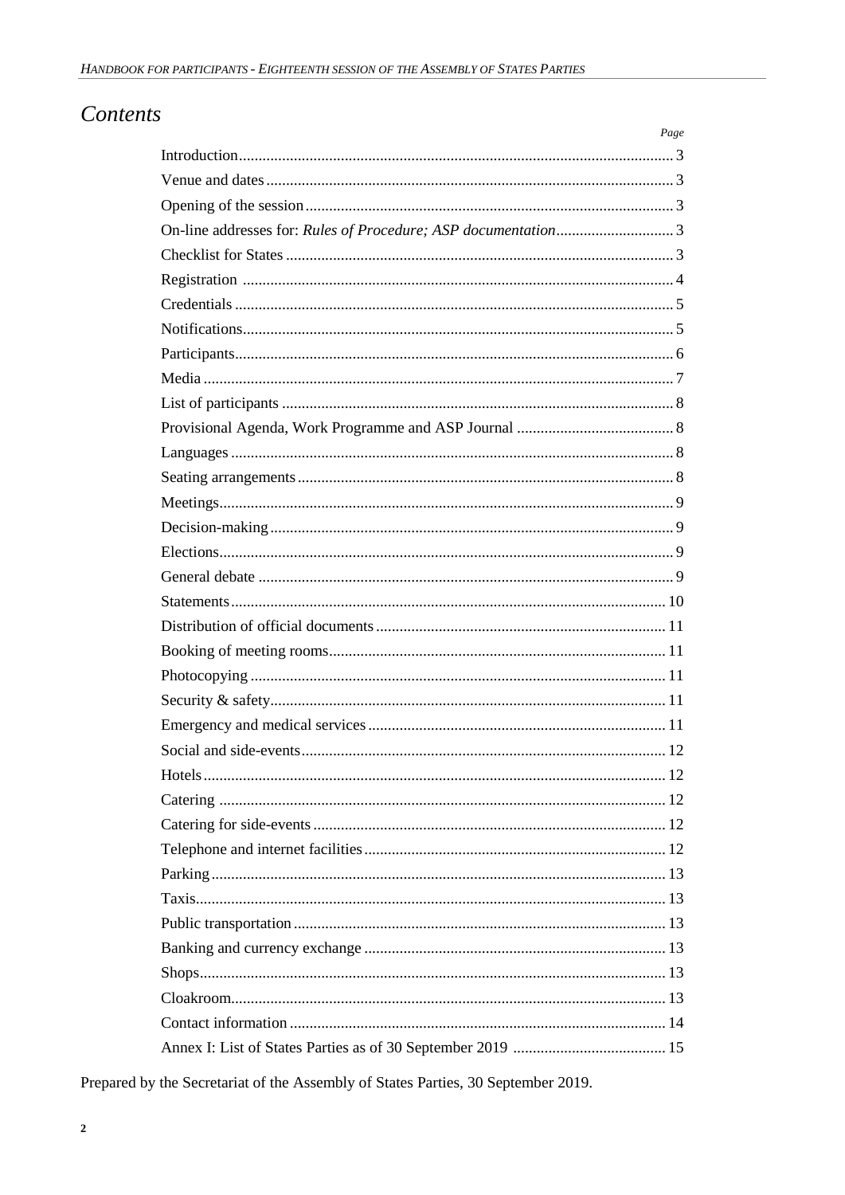# *Contents*

| | *Page* |
|---|---|
| Introduction | 3 |
| Venue and dates | 3 |
| Opening of the session | 3 |
| On-line addresses for: *Rules of Procedure; ASP documentation* | 3 |
| Checklist for States | 3 |
| Registration | 4 |
| Credentials | 5 |
| Notifications | 5 |
| Participants | 6 |
| Media | 7 |
| List of participants | 8 |
| Provisional Agenda, Work Programme and ASP Journal | 8 |
| Languages | 8 |
| Seating arrangements | 8 |
| Meetings | 9 |
| Decision-making | 9 |
| Elections | 9 |
| General debate | 9 |
| Statements | 10 |
| Distribution of official documents | 11 |
| Booking of meeting rooms | 11 |
| Photocopying | 11 |
| Security & safety | 11 |
| Emergency and medical services | 11 |
| Social and side-events | 12 |
| Hotels | 12 |
| Catering | 12 |
| Catering for side-events | 12 |
| Telephone and internet facilities | 12 |
| Parking | 13 |
| Taxis | 13 |
| Public transportation | 13 |
| Banking and currency exchange | 13 |
| Shops | 13 |
| Cloakroom | 13 |
| Contact information | 14 |
| Annex I: List of States Parties as of 30 September 2019 | 15 |

Prepared by the Secretariat of the Assembly of States Parties, 30 September 2019.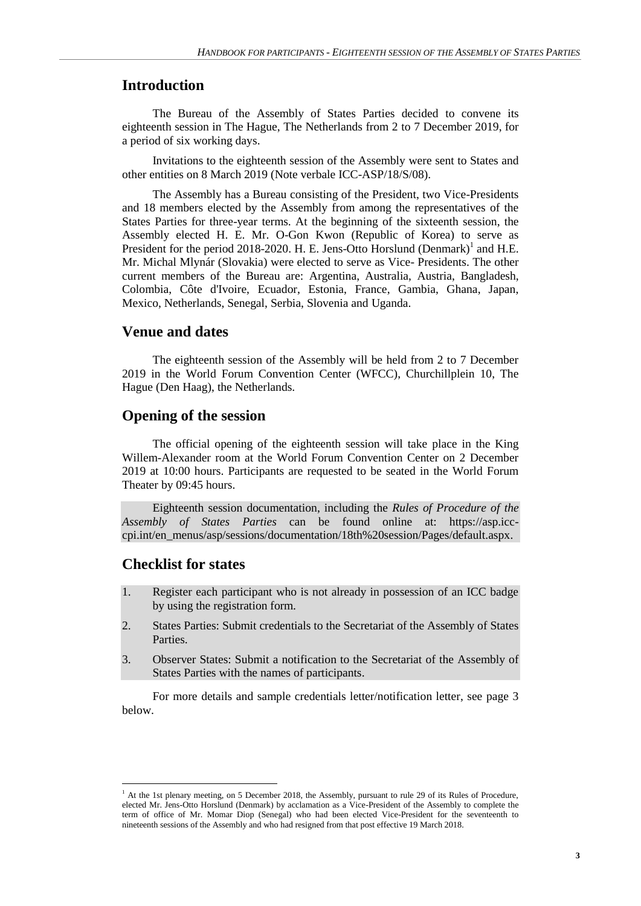## Introduction

The Bureau of the Assembly of States Parties decided to convene its eighteenth session in The Hague, The Netherlands from 2 to 7 December 2019, for a period of six working days.

Invitations to the eighteenth session of the Assembly were sent to States and other entities on 8 March 2019 (Note verbale ICC-ASP/18/S/08).

The Assembly has a Bureau consisting of the President, two Vice-Presidents and 18 members elected by the Assembly from among the representatives of the States Parties for three-year terms. At the beginning of the sixteenth session, the Assembly elected H. E. Mr. O-Gon Kwon (Republic of Korea) to serve as President for the period 2018-2020. H. E. Jens-Otto Horslund (Denmark)[1] and H.E. Mr. Michal Mlynár (Slovakia) were elected to serve as Vice- Presidents. The other current members of the Bureau are: Argentina, Australia, Austria, Bangladesh, Colombia, Côte d'Ivoire, Ecuador, Estonia, France, Gambia, Ghana, Japan, Mexico, Netherlands, Senegal, Serbia, Slovenia and Uganda.

## Venue and dates

The eighteenth session of the Assembly will be held from 2 to 7 December 2019 in the World Forum Convention Center (WFCC), Churchillplein 10, The Hague (Den Haag), the Netherlands.

## Opening of the session

The official opening of the eighteenth session will take place in the King Willem-Alexander room at the World Forum Convention Center on 2 December 2019 at 10:00 hours. Participants are requested to be seated in the World Forum Theater by 09:45 hours.

Eighteenth session documentation, including the *Rules of Procedure of the Assembly of States Parties* can be found online at: https://asp.icc-cpi.int/en_menus/asp/sessions/documentation/18th%20session/Pages/default.aspx.

## Checklist for states

1. Register each participant who is not already in possession of an ICC badge by using the registration form.
2. States Parties: Submit credentials to the Secretariat of the Assembly of States Parties.
3. Observer States: Submit a notification to the Secretariat of the Assembly of States Parties with the names of participants.

For more details and sample credentials letter/notification letter, see page 3 below.

[1] At the 1st plenary meeting, on 5 December 2018, the Assembly, pursuant to rule 29 of its Rules of Procedure, elected Mr. Jens-Otto Horslund (Denmark) by acclamation as a Vice-President of the Assembly to complete the term of office of Mr. Momar Diop (Senegal) who had been elected Vice-President for the seventeenth to nineteenth sessions of the Assembly and who had resigned from that post effective 19 March 2018.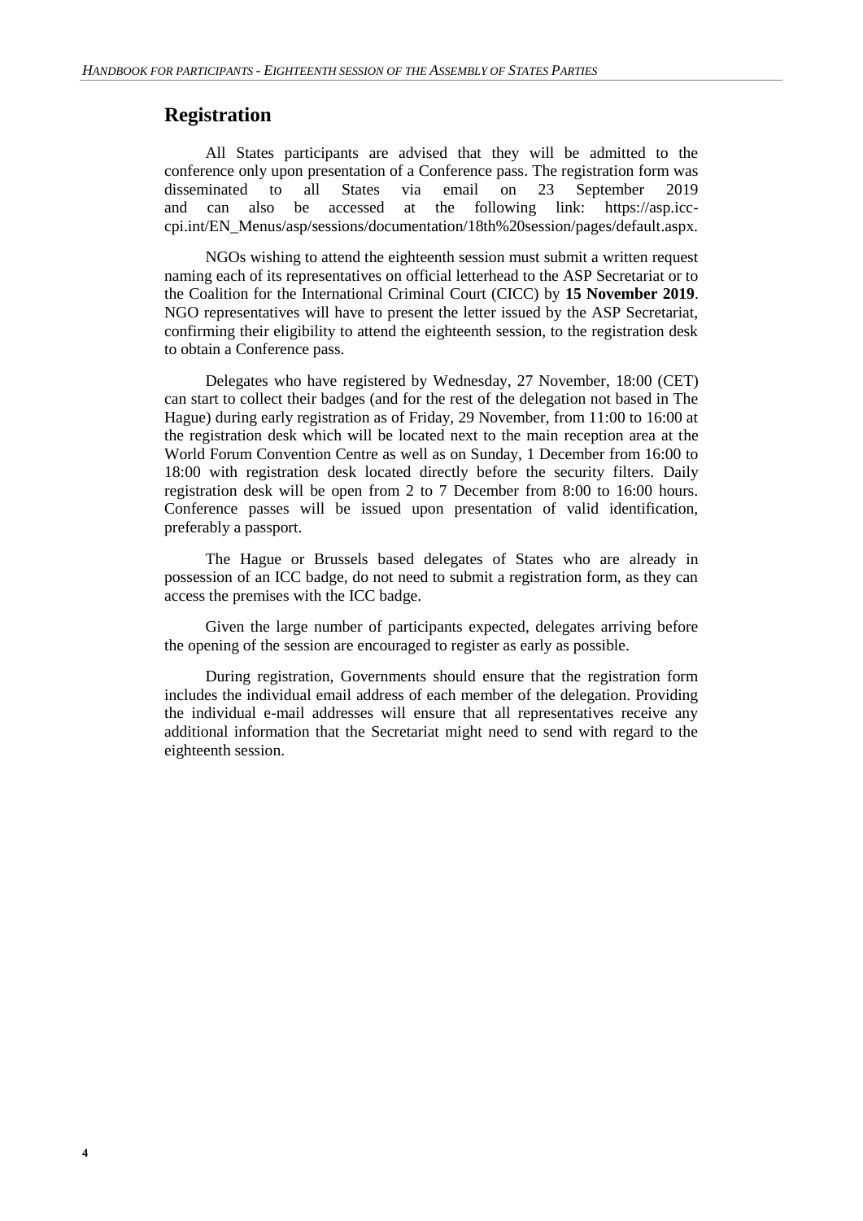## Registration

All States participants are advised that they will be admitted to the conference only upon presentation of a Conference pass. The registration form was disseminated to all States via email on 23 September 2019 and can also be accessed at the following link: https://asp.icc-cpi.int/EN_Menus/asp/sessions/documentation/18th%20session/pages/default.aspx.

NGOs wishing to attend the eighteenth session must submit a written request naming each of its representatives on official letterhead to the ASP Secretariat or to the Coalition for the International Criminal Court (CICC) by **15 November 2019**. NGO representatives will have to present the letter issued by the ASP Secretariat, confirming their eligibility to attend the eighteenth session, to the registration desk to obtain a Conference pass.

Delegates who have registered by Wednesday, 27 November, 18:00 (CET) can start to collect their badges (and for the rest of the delegation not based in The Hague) during early registration as of Friday, 29 November, from 11:00 to 16:00 at the registration desk which will be located next to the main reception area at the World Forum Convention Centre as well as on Sunday, 1 December from 16:00 to 18:00 with registration desk located directly before the security filters. Daily registration desk will be open from 2 to 7 December from 8:00 to 16:00 hours. Conference passes will be issued upon presentation of valid identification, preferably a passport.

The Hague or Brussels based delegates of States who are already in possession of an ICC badge, do not need to submit a registration form, as they can access the premises with the ICC badge.

Given the large number of participants expected, delegates arriving before the opening of the session are encouraged to register as early as possible.

During registration, Governments should ensure that the registration form includes the individual email address of each member of the delegation. Providing the individual e-mail addresses will ensure that all representatives receive any additional information that the Secretariat might need to send with regard to the eighteenth session.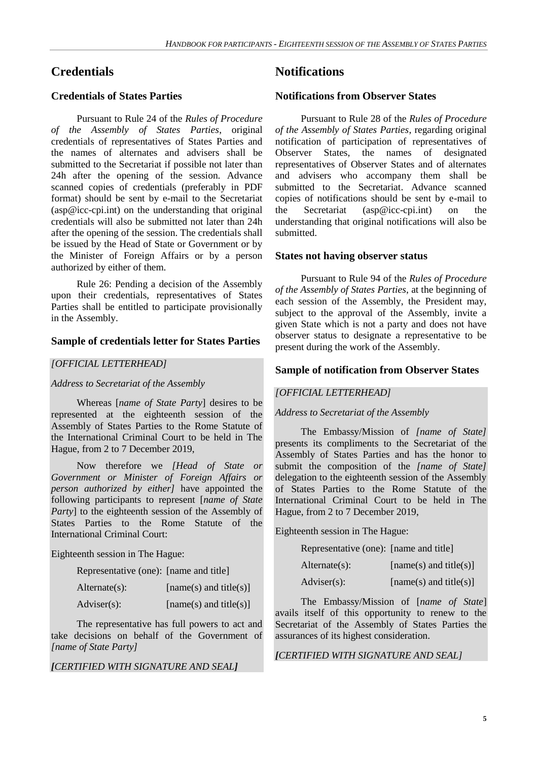# Credentials

## Credentials of States Parties

Pursuant to Rule 24 of the *Rules of Procedure of the Assembly of States Parties*, original credentials of representatives of States Parties and the names of alternates and advisers shall be submitted to the Secretariat if possible not later than 24h after the opening of the session. Advance scanned copies of credentials (preferably in PDF format) should be sent by e-mail to the Secretariat (asp@icc-cpi.int) on the understanding that original credentials will also be submitted not later than 24h after the opening of the session. The credentials shall be issued by the Head of State or Government or by the Minister of Foreign Affairs or by a person authorized by either of them.

Rule 26: Pending a decision of the Assembly upon their credentials, representatives of States Parties shall be entitled to participate provisionally in the Assembly.

## Sample of credentials letter for States Parties

*[OFFICIAL LETTERHEAD]*

*Address to Secretariat of the Assembly*

Whereas [*name of State Party*] desires to be represented at the eighteenth session of the Assembly of States Parties to the Rome Statute of the International Criminal Court to be held in The Hague, from 2 to 7 December 2019,

Now therefore we *[Head of State or Government or Minister of Foreign Affairs or person authorized by either]* have appointed the following participants to represent [*name of State Party*] to the eighteenth session of the Assembly of States Parties to the Rome Statute of the International Criminal Court:

Eighteenth session in The Hague:

Representative (one): [name and title]

Alternate(s): [name(s) and title(s)]

Adviser(s): [name(s) and title(s)]

The representative has full powers to act and take decisions on behalf of the Government of *[name of State Party]*

***[****CERTIFIED WITH SIGNATURE AND SEAL****]***

# Notifications

## Notifications from Observer States

Pursuant to Rule 28 of the *Rules of Procedure of the Assembly of States Parties*, regarding original notification of participation of representatives of Observer States, the names of designated representatives of Observer States and of alternates and advisers who accompany them shall be submitted to the Secretariat. Advance scanned copies of notifications should be sent by e-mail to the Secretariat (asp@icc-cpi.int) on the understanding that original notifications will also be submitted.

## States not having observer status

Pursuant to Rule 94 of the *Rules of Procedure of the Assembly of States Parties*, at the beginning of each session of the Assembly, the President may, subject to the approval of the Assembly, invite a given State which is not a party and does not have observer status to designate a representative to be present during the work of the Assembly.

## Sample of notification from Observer States

*[OFFICIAL LETTERHEAD]*

*Address to Secretariat of the Assembly*

The Embassy/Mission of *[name of State]* presents its compliments to the Secretariat of the Assembly of States Parties and has the honor to submit the composition of the *[name of State]* delegation to the eighteenth session of the Assembly of States Parties to the Rome Statute of the International Criminal Court to be held in The Hague, from 2 to 7 December 2019,

Eighteenth session in The Hague:

Representative (one): [name and title]

Alternate(s): [name(s) and title(s)]

Adviser(s): [name(s) and title(s)]

The Embassy/Mission of [*name of State*] avails itself of this opportunity to renew to the Secretariat of the Assembly of States Parties the assurances of its highest consideration.

***[****CERTIFIED WITH SIGNATURE AND SEAL]*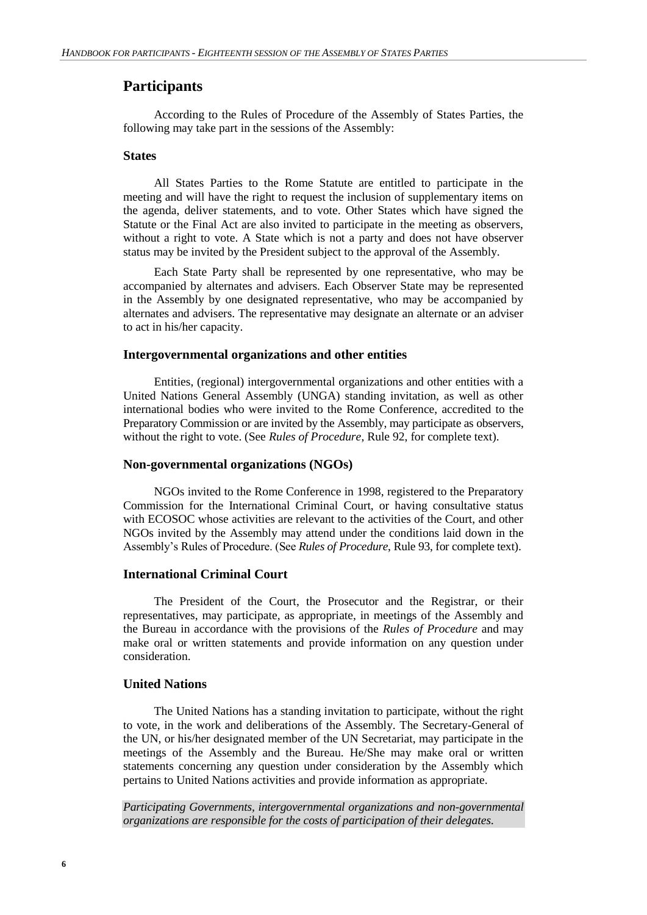## Participants

According to the Rules of Procedure of the Assembly of States Parties, the following may take part in the sessions of the Assembly:

### States

All States Parties to the Rome Statute are entitled to participate in the meeting and will have the right to request the inclusion of supplementary items on the agenda, deliver statements, and to vote. Other States which have signed the Statute or the Final Act are also invited to participate in the meeting as observers, without a right to vote. A State which is not a party and does not have observer status may be invited by the President subject to the approval of the Assembly.

Each State Party shall be represented by one representative, who may be accompanied by alternates and advisers. Each Observer State may be represented in the Assembly by one designated representative, who may be accompanied by alternates and advisers. The representative may designate an alternate or an adviser to act in his/her capacity.

### Intergovernmental organizations and other entities

Entities, (regional) intergovernmental organizations and other entities with a United Nations General Assembly (UNGA) standing invitation, as well as other international bodies who were invited to the Rome Conference, accredited to the Preparatory Commission or are invited by the Assembly, may participate as observers, without the right to vote. (See *Rules of Procedure*, Rule 92, for complete text).

### Non-governmental organizations (NGOs)

NGOs invited to the Rome Conference in 1998, registered to the Preparatory Commission for the International Criminal Court, or having consultative status with ECOSOC whose activities are relevant to the activities of the Court, and other NGOs invited by the Assembly may attend under the conditions laid down in the Assembly's Rules of Procedure. (See *Rules of Procedure*, Rule 93, for complete text).

### International Criminal Court

The President of the Court, the Prosecutor and the Registrar, or their representatives, may participate, as appropriate, in meetings of the Assembly and the Bureau in accordance with the provisions of the *Rules of Procedure* and may make oral or written statements and provide information on any question under consideration.

### United Nations

The United Nations has a standing invitation to participate, without the right to vote, in the work and deliberations of the Assembly. The Secretary-General of the UN, or his/her designated member of the UN Secretariat, may participate in the meetings of the Assembly and the Bureau. He/She may make oral or written statements concerning any question under consideration by the Assembly which pertains to United Nations activities and provide information as appropriate.

*Participating Governments, intergovernmental organizations and non-governmental organizations are responsible for the costs of participation of their delegates.*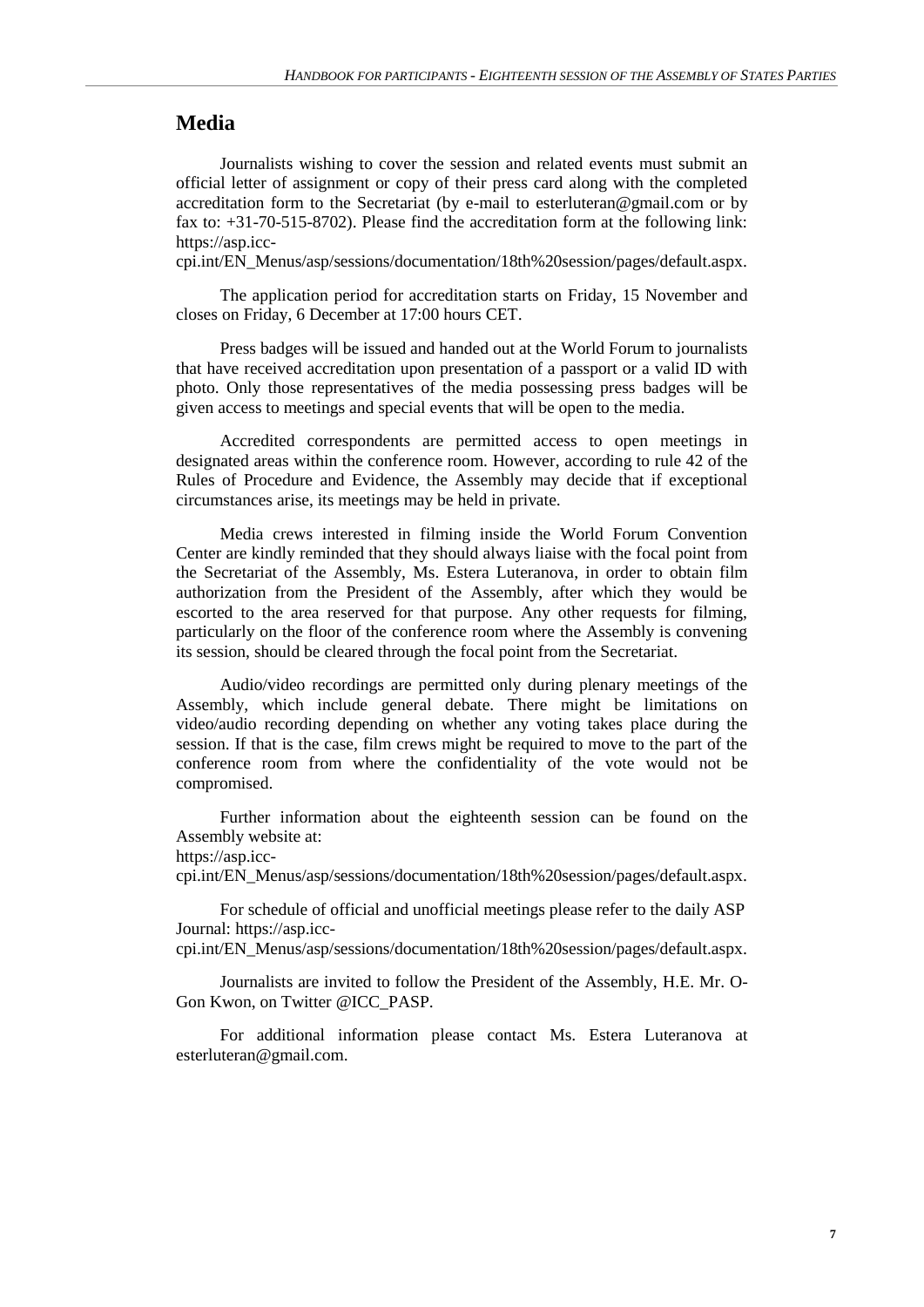## Media

Journalists wishing to cover the session and related events must submit an official letter of assignment or copy of their press card along with the completed accreditation form to the Secretariat (by e-mail to esterluteran@gmail.com or by fax to: +31-70-515-8702). Please find the accreditation form at the following link: https://asp.icc-cpi.int/EN_Menus/asp/sessions/documentation/18th%20session/pages/default.aspx.

The application period for accreditation starts on Friday, 15 November and closes on Friday, 6 December at 17:00 hours CET.

Press badges will be issued and handed out at the World Forum to journalists that have received accreditation upon presentation of a passport or a valid ID with photo. Only those representatives of the media possessing press badges will be given access to meetings and special events that will be open to the media.

Accredited correspondents are permitted access to open meetings in designated areas within the conference room. However, according to rule 42 of the Rules of Procedure and Evidence, the Assembly may decide that if exceptional circumstances arise, its meetings may be held in private.

Media crews interested in filming inside the World Forum Convention Center are kindly reminded that they should always liaise with the focal point from the Secretariat of the Assembly, Ms. Estera Luteranova, in order to obtain film authorization from the President of the Assembly, after which they would be escorted to the area reserved for that purpose. Any other requests for filming, particularly on the floor of the conference room where the Assembly is convening its session, should be cleared through the focal point from the Secretariat.

Audio/video recordings are permitted only during plenary meetings of the Assembly, which include general debate. There might be limitations on video/audio recording depending on whether any voting takes place during the session. If that is the case, film crews might be required to move to the part of the conference room from where the confidentiality of the vote would not be compromised.

Further information about the eighteenth session can be found on the Assembly website at: https://asp.icc-cpi.int/EN_Menus/asp/sessions/documentation/18th%20session/pages/default.aspx.

For schedule of official and unofficial meetings please refer to the daily ASP Journal: https://asp.icc-cpi.int/EN_Menus/asp/sessions/documentation/18th%20session/pages/default.aspx.

Journalists are invited to follow the President of the Assembly, H.E. Mr. O-Gon Kwon, on Twitter @ICC_PASP.

For additional information please contact Ms. Estera Luteranova at esterluteran@gmail.com.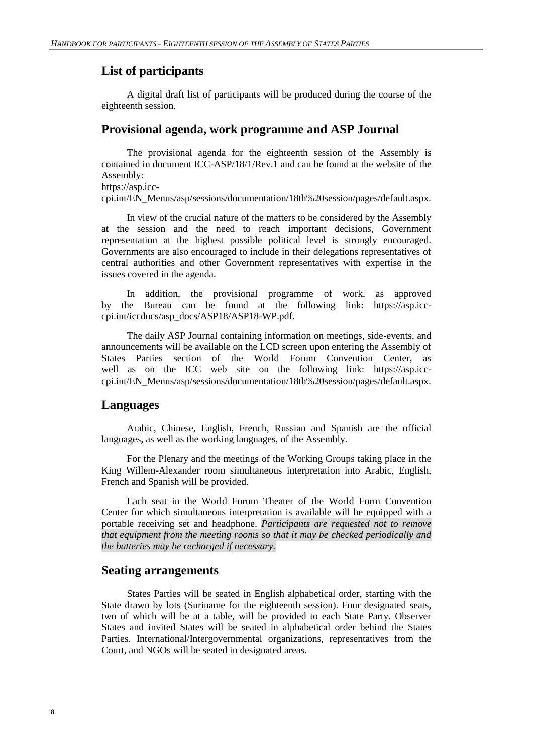## List of participants

A digital draft list of participants will be produced during the course of the eighteenth session.

## Provisional agenda, work programme and ASP Journal

The provisional agenda for the eighteenth session of the Assembly is contained in document ICC-ASP/18/1/Rev.1 and can be found at the website of the Assembly:
https://asp.icc-cpi.int/EN_Menus/asp/sessions/documentation/18th%20session/pages/default.aspx.

In view of the crucial nature of the matters to be considered by the Assembly at the session and the need to reach important decisions, Government representation at the highest possible political level is strongly encouraged. Governments are also encouraged to include in their delegations representatives of central authorities and other Government representatives with expertise in the issues covered in the agenda.

In addition, the provisional programme of work, as approved by the Bureau can be found at the following link: https://asp.icc-cpi.int/iccdocs/asp_docs/ASP18/ASP18-WP.pdf.

The daily ASP Journal containing information on meetings, side-events, and announcements will be available on the LCD screen upon entering the Assembly of States Parties section of the World Forum Convention Center, as well as on the ICC web site on the following link: https://asp.icc-cpi.int/EN_Menus/asp/sessions/documentation/18th%20session/pages/default.aspx.

## Languages

Arabic, Chinese, English, French, Russian and Spanish are the official languages, as well as the working languages, of the Assembly.

For the Plenary and the meetings of the Working Groups taking place in the King Willem-Alexander room simultaneous interpretation into Arabic, English, French and Spanish will be provided.

Each seat in the World Forum Theater of the World Form Convention Center for which simultaneous interpretation is available will be equipped with a portable receiving set and headphone. *Participants are requested not to remove that equipment from the meeting rooms so that it may be checked periodically and the batteries may be recharged if necessary.*

## Seating arrangements

States Parties will be seated in English alphabetical order, starting with the State drawn by lots (Suriname for the eighteenth session). Four designated seats, two of which will be at a table, will be provided to each State Party. Observer States and invited States will be seated in alphabetical order behind the States Parties. International/Intergovernmental organizations, representatives from the Court, and NGOs will be seated in designated areas.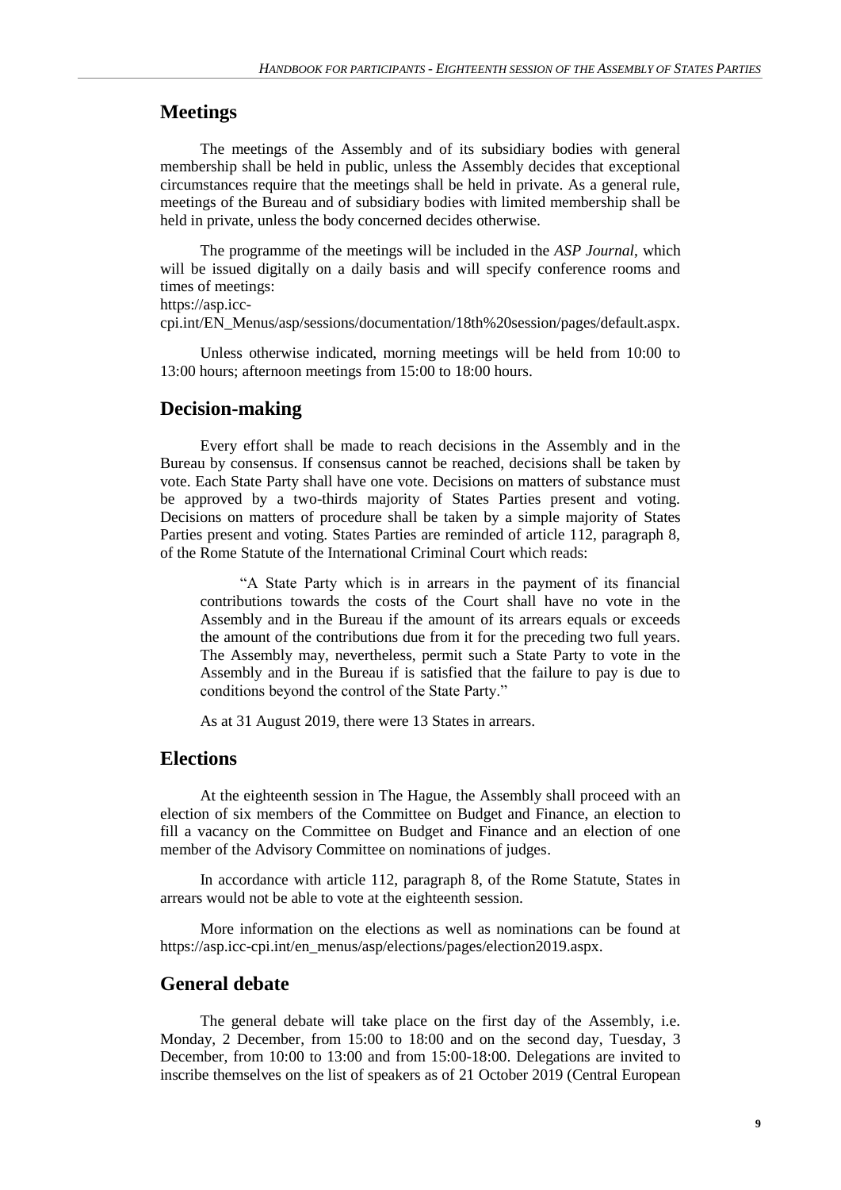## Meetings

The meetings of the Assembly and of its subsidiary bodies with general membership shall be held in public, unless the Assembly decides that exceptional circumstances require that the meetings shall be held in private. As a general rule, meetings of the Bureau and of subsidiary bodies with limited membership shall be held in private, unless the body concerned decides otherwise.

The programme of the meetings will be included in the *ASP Journal*, which will be issued digitally on a daily basis and will specify conference rooms and times of meetings: https://asp.icc-cpi.int/EN_Menus/asp/sessions/documentation/18th%20session/pages/default.aspx.

Unless otherwise indicated, morning meetings will be held from 10:00 to 13:00 hours; afternoon meetings from 15:00 to 18:00 hours.

## Decision-making

Every effort shall be made to reach decisions in the Assembly and in the Bureau by consensus. If consensus cannot be reached, decisions shall be taken by vote. Each State Party shall have one vote. Decisions on matters of substance must be approved by a two-thirds majority of States Parties present and voting. Decisions on matters of procedure shall be taken by a simple majority of States Parties present and voting. States Parties are reminded of article 112, paragraph 8, of the Rome Statute of the International Criminal Court which reads:

> "A State Party which is in arrears in the payment of its financial contributions towards the costs of the Court shall have no vote in the Assembly and in the Bureau if the amount of its arrears equals or exceeds the amount of the contributions due from it for the preceding two full years. The Assembly may, nevertheless, permit such a State Party to vote in the Assembly and in the Bureau if is satisfied that the failure to pay is due to conditions beyond the control of the State Party."

As at 31 August 2019, there were 13 States in arrears.

## Elections

At the eighteenth session in The Hague, the Assembly shall proceed with an election of six members of the Committee on Budget and Finance, an election to fill a vacancy on the Committee on Budget and Finance and an election of one member of the Advisory Committee on nominations of judges.

In accordance with article 112, paragraph 8, of the Rome Statute, States in arrears would not be able to vote at the eighteenth session.

More information on the elections as well as nominations can be found at https://asp.icc-cpi.int/en_menus/asp/elections/pages/election2019.aspx.

## General debate

The general debate will take place on the first day of the Assembly, i.e. Monday, 2 December, from 15:00 to 18:00 and on the second day, Tuesday, 3 December, from 10:00 to 13:00 and from 15:00-18:00. Delegations are invited to inscribe themselves on the list of speakers as of 21 October 2019 (Central European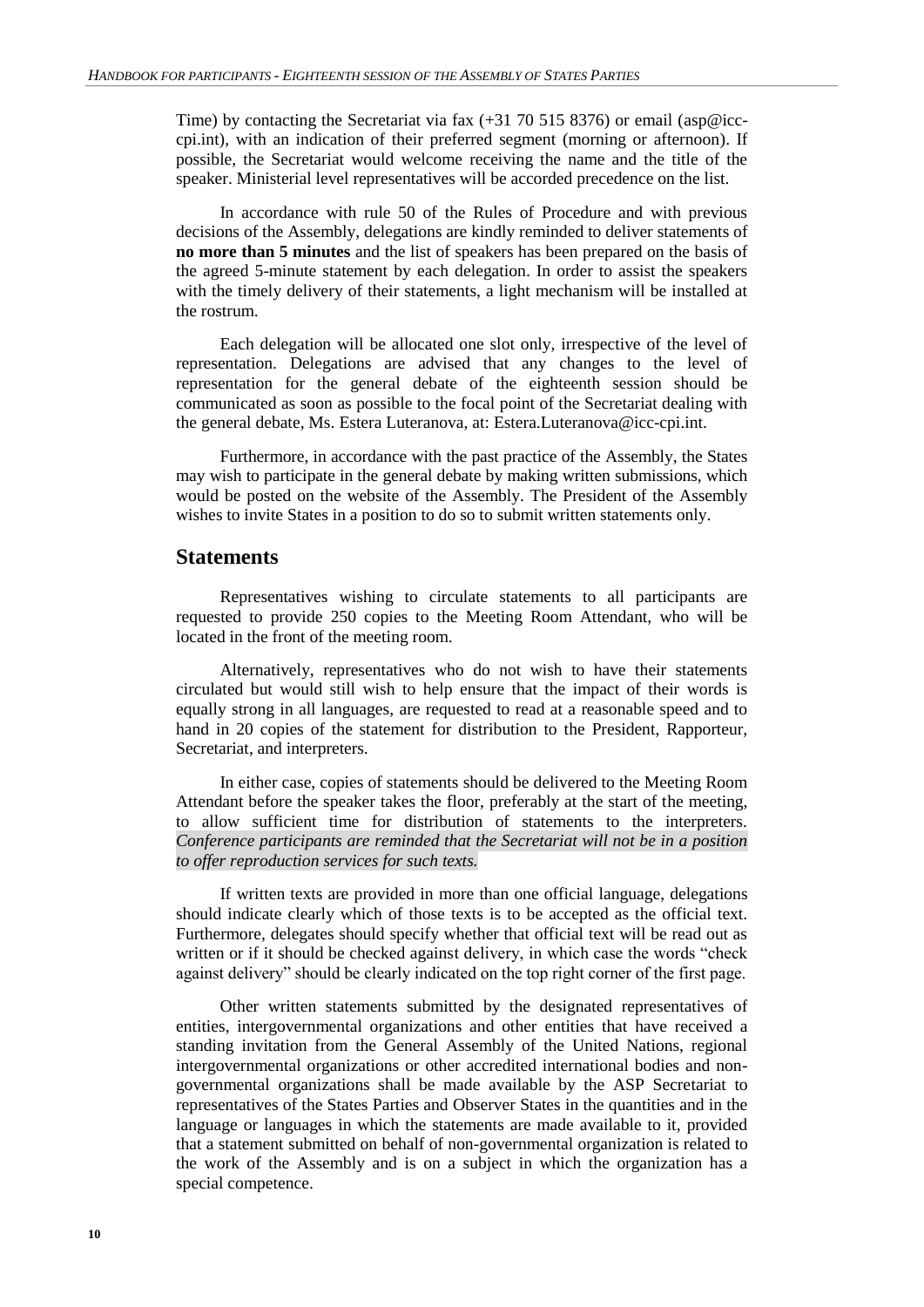Time) by contacting the Secretariat via fax (+31 70 515 8376) or email (asp@icc-cpi.int), with an indication of their preferred segment (morning or afternoon). If possible, the Secretariat would welcome receiving the name and the title of the speaker. Ministerial level representatives will be accorded precedence on the list.

In accordance with rule 50 of the Rules of Procedure and with previous decisions of the Assembly, delegations are kindly reminded to deliver statements of **no more than 5 minutes** and the list of speakers has been prepared on the basis of the agreed 5-minute statement by each delegation. In order to assist the speakers with the timely delivery of their statements, a light mechanism will be installed at the rostrum.

Each delegation will be allocated one slot only, irrespective of the level of representation. Delegations are advised that any changes to the level of representation for the general debate of the eighteenth session should be communicated as soon as possible to the focal point of the Secretariat dealing with the general debate, Ms. Estera Luteranova, at: Estera.Luteranova@icc-cpi.int.

Furthermore, in accordance with the past practice of the Assembly, the States may wish to participate in the general debate by making written submissions, which would be posted on the website of the Assembly. The President of the Assembly wishes to invite States in a position to do so to submit written statements only.

## Statements

Representatives wishing to circulate statements to all participants are requested to provide 250 copies to the Meeting Room Attendant, who will be located in the front of the meeting room.

Alternatively, representatives who do not wish to have their statements circulated but would still wish to help ensure that the impact of their words is equally strong in all languages, are requested to read at a reasonable speed and to hand in 20 copies of the statement for distribution to the President, Rapporteur, Secretariat, and interpreters.

In either case, copies of statements should be delivered to the Meeting Room Attendant before the speaker takes the floor, preferably at the start of the meeting, to allow sufficient time for distribution of statements to the interpreters. *Conference participants are reminded that the Secretariat will not be in a position to offer reproduction services for such texts.*

If written texts are provided in more than one official language, delegations should indicate clearly which of those texts is to be accepted as the official text. Furthermore, delegates should specify whether that official text will be read out as written or if it should be checked against delivery, in which case the words "check against delivery" should be clearly indicated on the top right corner of the first page.

Other written statements submitted by the designated representatives of entities, intergovernmental organizations and other entities that have received a standing invitation from the General Assembly of the United Nations, regional intergovernmental organizations or other accredited international bodies and non-governmental organizations shall be made available by the ASP Secretariat to representatives of the States Parties and Observer States in the quantities and in the language or languages in which the statements are made available to it, provided that a statement submitted on behalf of non-governmental organization is related to the work of the Assembly and is on a subject in which the organization has a special competence.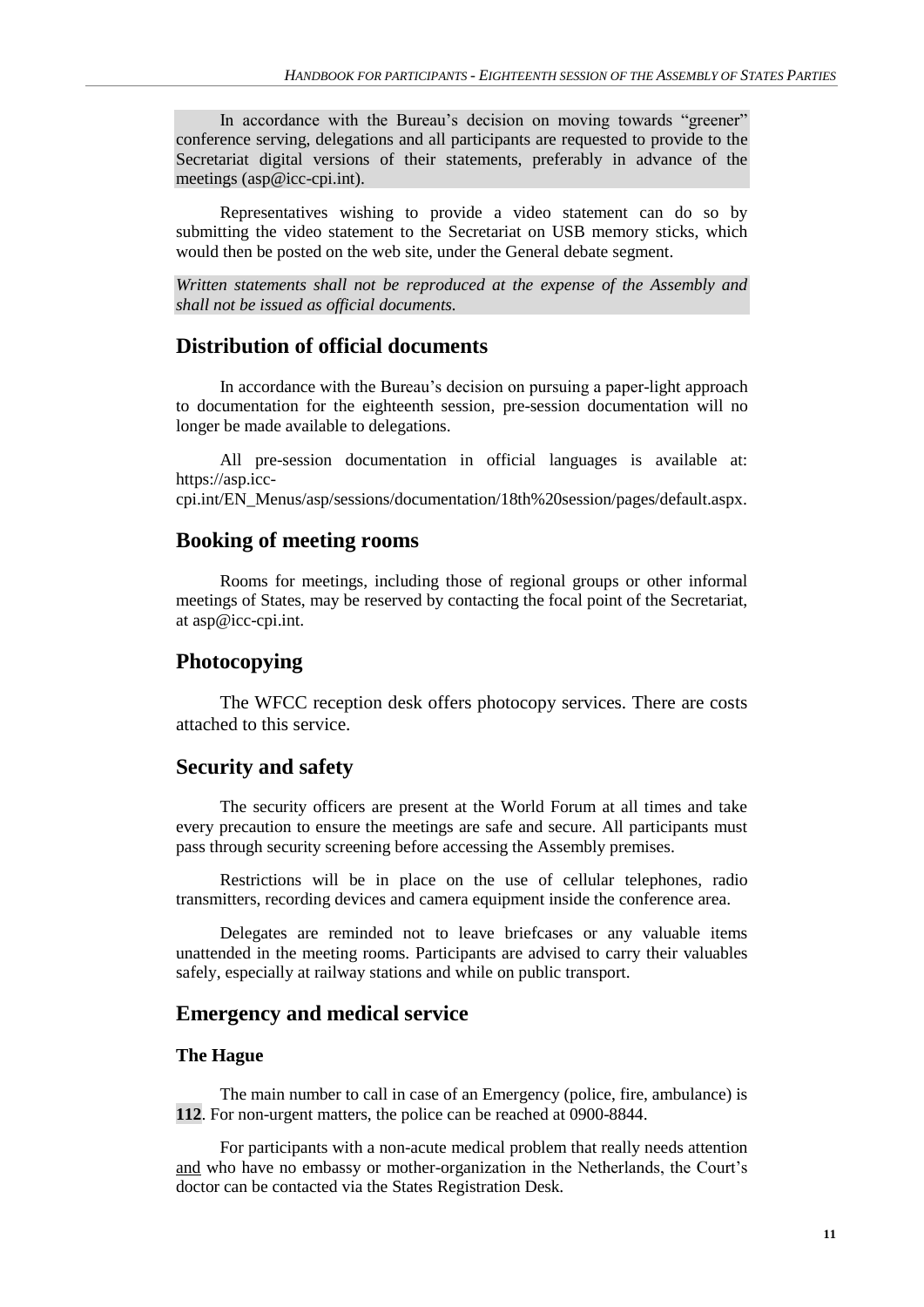In accordance with the Bureau's decision on moving towards "greener" conference serving, delegations and all participants are requested to provide to the Secretariat digital versions of their statements, preferably in advance of the meetings (asp@icc-cpi.int).

Representatives wishing to provide a video statement can do so by submitting the video statement to the Secretariat on USB memory sticks, which would then be posted on the web site, under the General debate segment.

*Written statements shall not be reproduced at the expense of the Assembly and shall not be issued as official documents.*

## Distribution of official documents

In accordance with the Bureau's decision on pursuing a paper-light approach to documentation for the eighteenth session, pre-session documentation will no longer be made available to delegations.

All pre-session documentation in official languages is available at: https://asp.icc-cpi.int/EN_Menus/asp/sessions/documentation/18th%20session/pages/default.aspx.

## Booking of meeting rooms

Rooms for meetings, including those of regional groups or other informal meetings of States, may be reserved by contacting the focal point of the Secretariat, at asp@icc-cpi.int.

## Photocopying

The WFCC reception desk offers photocopy services. There are costs attached to this service.

## Security and safety

The security officers are present at the World Forum at all times and take every precaution to ensure the meetings are safe and secure. All participants must pass through security screening before accessing the Assembly premises.

Restrictions will be in place on the use of cellular telephones, radio transmitters, recording devices and camera equipment inside the conference area.

Delegates are reminded not to leave briefcases or any valuable items unattended in the meeting rooms. Participants are advised to carry their valuables safely, especially at railway stations and while on public transport.

## Emergency and medical service

### The Hague

The main number to call in case of an Emergency (police, fire, ambulance) is **112**. For non-urgent matters, the police can be reached at 0900-8844.

For participants with a non-acute medical problem that really needs attention <u>and</u> who have no embassy or mother-organization in the Netherlands, the Court's doctor can be contacted via the States Registration Desk.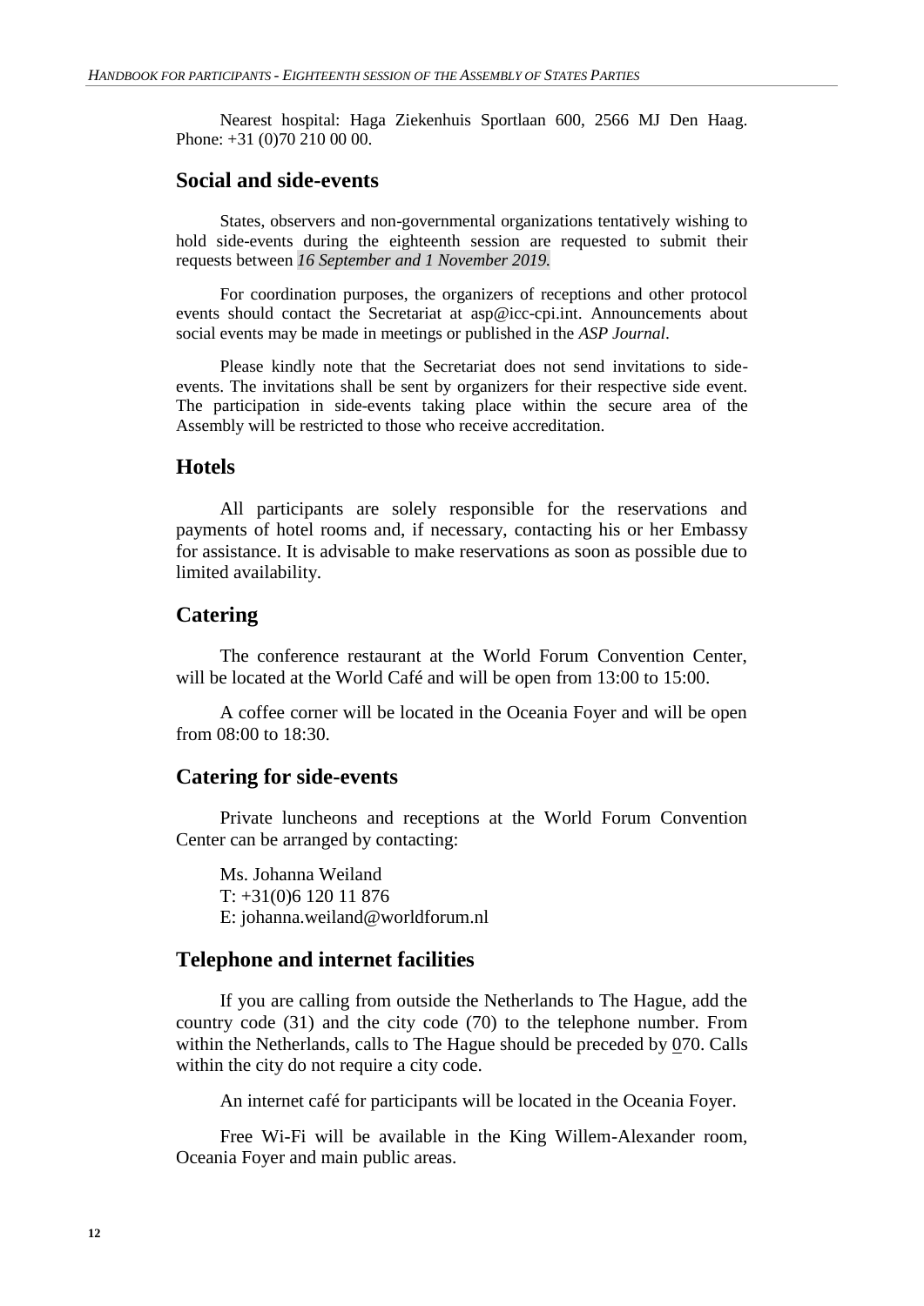Nearest hospital: Haga Ziekenhuis Sportlaan 600, 2566 MJ Den Haag. Phone: +31 (0)70 210 00 00.

## Social and side-events

States, observers and non-governmental organizations tentatively wishing to hold side-events during the eighteenth session are requested to submit their requests between *16 September and 1 November 2019.*

For coordination purposes, the organizers of receptions and other protocol events should contact the Secretariat at asp@icc-cpi.int. Announcements about social events may be made in meetings or published in the *ASP Journal*.

Please kindly note that the Secretariat does not send invitations to side-events. The invitations shall be sent by organizers for their respective side event. The participation in side-events taking place within the secure area of the Assembly will be restricted to those who receive accreditation.

## Hotels

All participants are solely responsible for the reservations and payments of hotel rooms and, if necessary, contacting his or her Embassy for assistance. It is advisable to make reservations as soon as possible due to limited availability.

## Catering

The conference restaurant at the World Forum Convention Center, will be located at the World Café and will be open from 13:00 to 15:00.

A coffee corner will be located in the Oceania Foyer and will be open from 08:00 to 18:30.

## Catering for side-events

Private luncheons and receptions at the World Forum Convention Center can be arranged by contacting:

Ms. Johanna Weiland
T: +31(0)6 120 11 876
E: johanna.weiland@worldforum.nl

## Telephone and internet facilities

If you are calling from outside the Netherlands to The Hague, add the country code (31) and the city code (70) to the telephone number. From within the Netherlands, calls to The Hague should be preceded by 070. Calls within the city do not require a city code.

An internet café for participants will be located in the Oceania Foyer.

Free Wi-Fi will be available in the King Willem-Alexander room, Oceania Foyer and main public areas.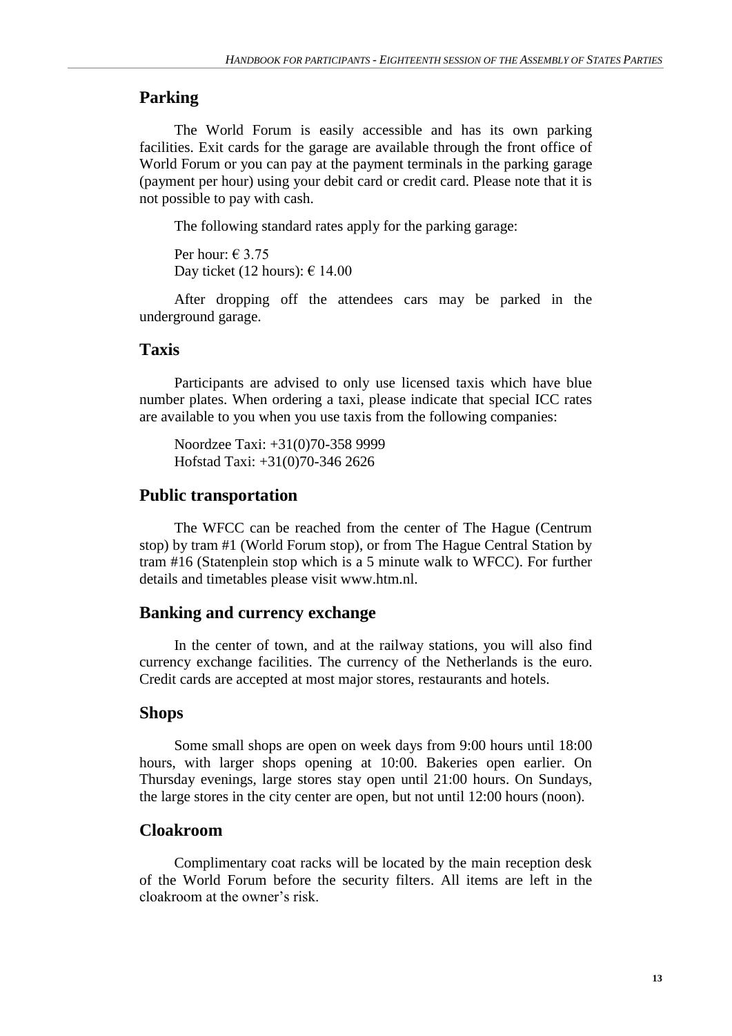## Parking

The World Forum is easily accessible and has its own parking facilities. Exit cards for the garage are available through the front office of World Forum or you can pay at the payment terminals in the parking garage (payment per hour) using your debit card or credit card. Please note that it is not possible to pay with cash.

The following standard rates apply for the parking garage:

Per hour: € 3.75
Day ticket (12 hours): € 14.00

After dropping off the attendees cars may be parked in the underground garage.

## Taxis

Participants are advised to only use licensed taxis which have blue number plates. When ordering a taxi, please indicate that special ICC rates are available to you when you use taxis from the following companies:

Noordzee Taxi: +31(0)70-358 9999
Hofstad Taxi: +31(0)70-346 2626

## Public transportation

The WFCC can be reached from the center of The Hague (Centrum stop) by tram #1 (World Forum stop), or from The Hague Central Station by tram #16 (Statenplein stop which is a 5 minute walk to WFCC). For further details and timetables please visit www.htm.nl.

## Banking and currency exchange

In the center of town, and at the railway stations, you will also find currency exchange facilities. The currency of the Netherlands is the euro. Credit cards are accepted at most major stores, restaurants and hotels.

## Shops

Some small shops are open on week days from 9:00 hours until 18:00 hours, with larger shops opening at 10:00. Bakeries open earlier. On Thursday evenings, large stores stay open until 21:00 hours. On Sundays, the large stores in the city center are open, but not until 12:00 hours (noon).

## Cloakroom

Complimentary coat racks will be located by the main reception desk of the World Forum before the security filters. All items are left in the cloakroom at the owner's risk.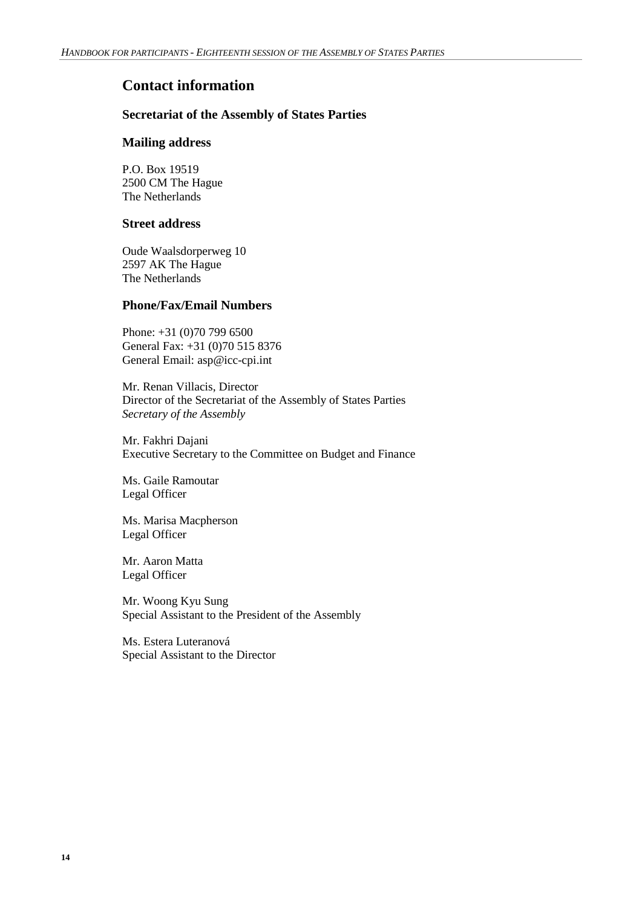# Contact information

## Secretariat of the Assembly of States Parties

### Mailing address

P.O. Box 19519
2500 CM The Hague
The Netherlands

### Street address

Oude Waalsdorperweg 10
2597 AK The Hague
The Netherlands

### Phone/Fax/Email Numbers

Phone: +31 (0)70 799 6500
General Fax: +31 (0)70 515 8376
General Email: asp@icc-cpi.int

Mr. Renan Villacis, Director
Director of the Secretariat of the Assembly of States Parties
*Secretary of the Assembly*

Mr. Fakhri Dajani
Executive Secretary to the Committee on Budget and Finance

Ms. Gaile Ramoutar
Legal Officer

Ms. Marisa Macpherson
Legal Officer

Mr. Aaron Matta
Legal Officer

Mr. Woong Kyu Sung
Special Assistant to the President of the Assembly

Ms. Estera Luteranová
Special Assistant to the Director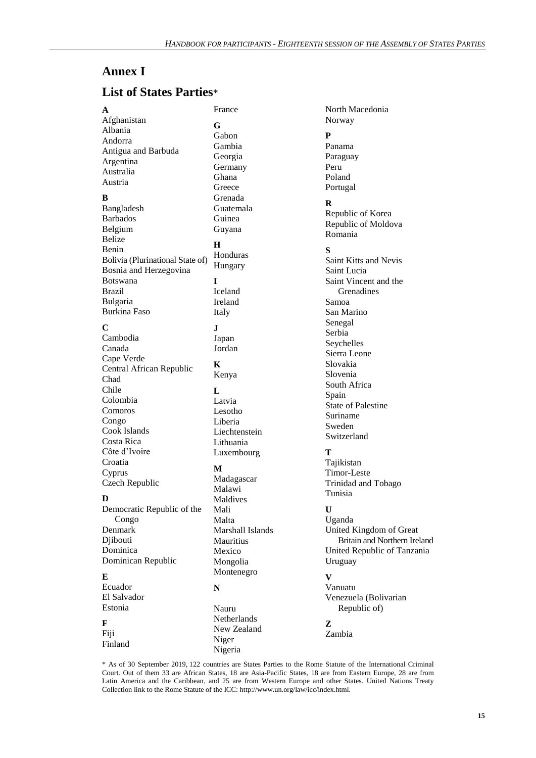# Annex I

## List of States Parties*

**A**
Afghanistan
Albania
Andorra
Antigua and Barbuda
Argentina
Australia
Austria

**B**
Bangladesh
Barbados
Belgium
Belize
Benin
Bolivia (Plurinational State of)
Bosnia and Herzegovina
Botswana
Brazil
Bulgaria
Burkina Faso

**C**
Cambodia
Canada
Cape Verde
Central African Republic
Chad
Chile
Colombia
Comoros
Congo
Cook Islands
Costa Rica
Côte d'Ivoire
Croatia
Cyprus
Czech Republic

**D**
Democratic Republic of the Congo
Denmark
Djibouti
Dominica
Dominican Republic

**E**
Ecuador
El Salvador
Estonia

**F**
Fiji
Finland
France

**G**
Gabon
Gambia
Georgia
Germany
Ghana
Greece
Grenada
Guatemala
Guinea
Guyana

**H**
Honduras
Hungary

**I**
Iceland
Ireland
Italy

**J**
Japan
Jordan

**K**
Kenya

**L**
Latvia
Lesotho
Liberia
Liechtenstein
Lithuania
Luxembourg

**M**
Madagascar
Malawi
Maldives
Mali
Malta
Marshall Islands
Mauritius
Mexico
Mongolia
Montenegro

**N**
Nauru
Netherlands
New Zealand
Niger
Nigeria
North Macedonia
Norway

**P**
Panama
Paraguay
Peru
Poland
Portugal

**R**
Republic of Korea
Republic of Moldova
Romania

**S**
Saint Kitts and Nevis
Saint Lucia
Saint Vincent and the Grenadines
Samoa
San Marino
Senegal
Serbia
Seychelles
Sierra Leone
Slovakia
Slovenia
South Africa
Spain
State of Palestine
Suriname
Sweden
Switzerland

**T**
Tajikistan
Timor-Leste
Trinidad and Tobago
Tunisia

**U**
Uganda
United Kingdom of Great Britain and Northern Ireland
United Republic of Tanzania
Uruguay

**V**
Vanuatu
Venezuela (Bolivarian Republic of)

**Z**
Zambia

* As of 30 September 2019, 122 countries are States Parties to the Rome Statute of the International Criminal Court. Out of them 33 are African States, 18 are Asia-Pacific States, 18 are from Eastern Europe, 28 are from Latin America and the Caribbean, and 25 are from Western Europe and other States. United Nations Treaty Collection link to the Rome Statute of the ICC: http://www.un.org/law/icc/index.html.